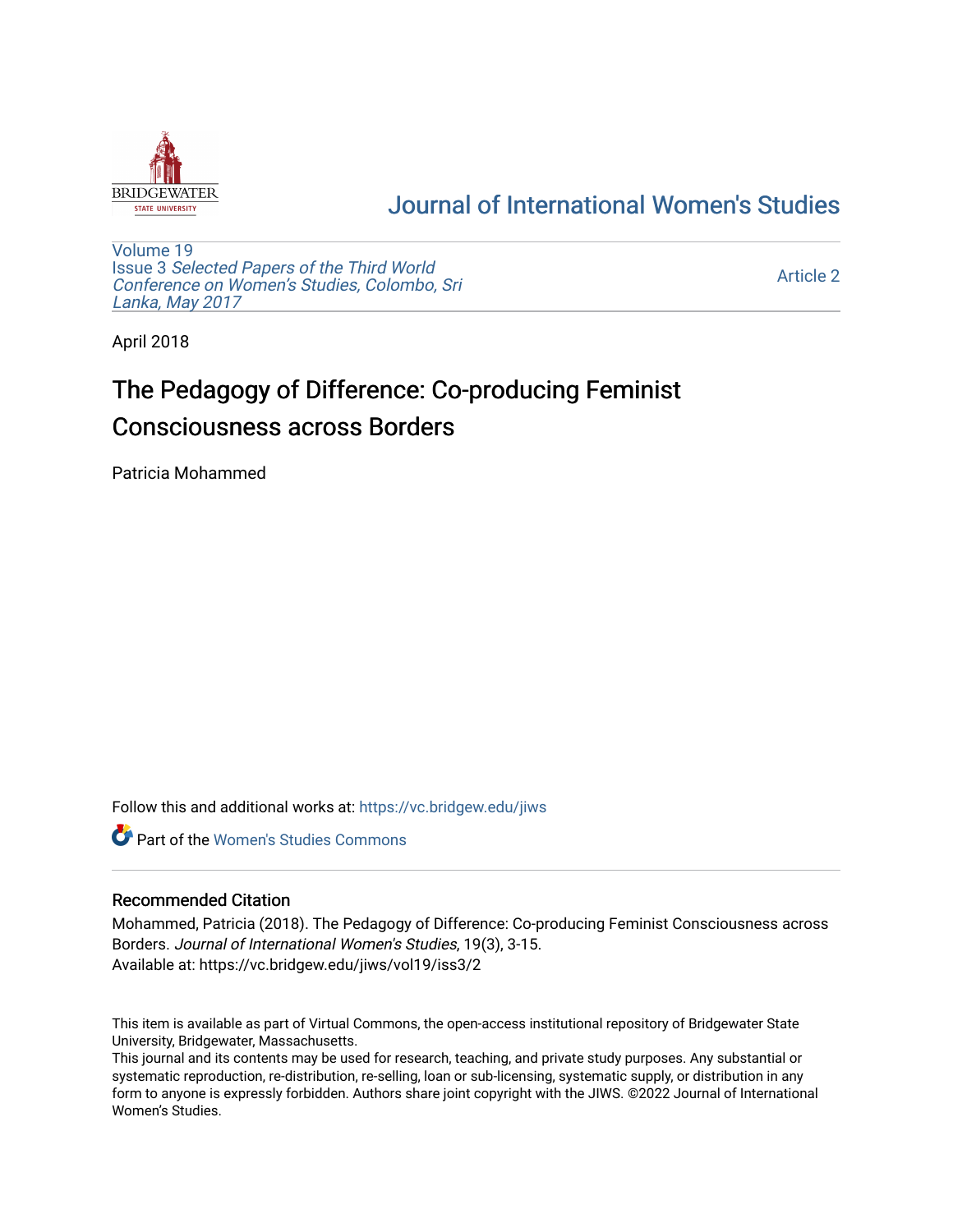# Journal of International Women's Studies

Volume 19
Issue 3 *Selected Papers of the Third World Conference on Women's Studies, Colombo, Sri Lanka, May 2017*

Article 2

April 2018

# The Pedagogy of Difference: Co-producing Feminist Consciousness across Borders

Patricia Mohammed

Follow this and additional works at: https://vc.bridgew.edu/jiws

Part of the Women's Studies Commons

## Recommended Citation

Mohammed, Patricia (2018). The Pedagogy of Difference: Co-producing Feminist Consciousness across Borders. *Journal of International Women's Studies*, 19(3), 3-15.
Available at: https://vc.bridgew.edu/jiws/vol19/iss3/2

This item is available as part of Virtual Commons, the open-access institutional repository of Bridgewater State University, Bridgewater, Massachusetts.
This journal and its contents may be used for research, teaching, and private study purposes. Any substantial or systematic reproduction, re-distribution, re-selling, loan or sub-licensing, systematic supply, or distribution in any form to anyone is expressly forbidden. Authors share joint copyright with the JIWS. ©2022 Journal of International Women's Studies.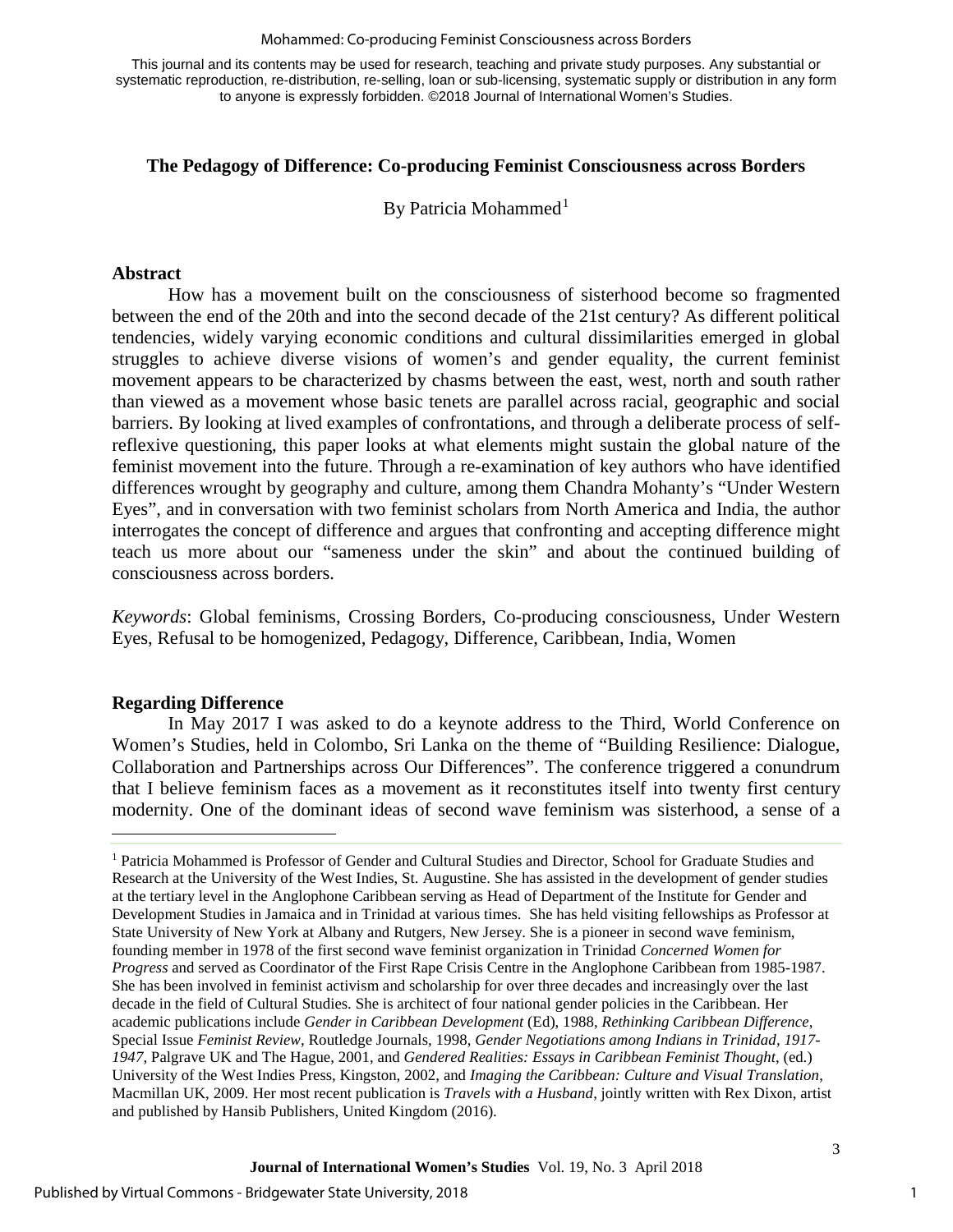This journal and its contents may be used for research, teaching and private study purposes. Any substantial or systematic reproduction, re-distribution, re-selling, loan or sub-licensing, systematic supply or distribution in any form to anyone is expressly forbidden. ©2018 Journal of International Women's Studies.

## The Pedagogy of Difference: Co-producing Feminist Consciousness across Borders

By Patricia Mohammed[1]

### Abstract

How has a movement built on the consciousness of sisterhood become so fragmented between the end of the 20th and into the second decade of the 21st century? As different political tendencies, widely varying economic conditions and cultural dissimilarities emerged in global struggles to achieve diverse visions of women's and gender equality, the current feminist movement appears to be characterized by chasms between the east, west, north and south rather than viewed as a movement whose basic tenets are parallel across racial, geographic and social barriers. By looking at lived examples of confrontations, and through a deliberate process of self-reflexive questioning, this paper looks at what elements might sustain the global nature of the feminist movement into the future. Through a re-examination of key authors who have identified differences wrought by geography and culture, among them Chandra Mohanty's "Under Western Eyes", and in conversation with two feminist scholars from North America and India, the author interrogates the concept of difference and argues that confronting and accepting difference might teach us more about our "sameness under the skin" and about the continued building of consciousness across borders.

*Keywords*: Global feminisms, Crossing Borders, Co-producing consciousness, Under Western Eyes, Refusal to be homogenized, Pedagogy, Difference, Caribbean, India, Women

### Regarding Difference

In May 2017 I was asked to do a keynote address to the Third, World Conference on Women's Studies, held in Colombo, Sri Lanka on the theme of "Building Resilience: Dialogue, Collaboration and Partnerships across Our Differences". The conference triggered a conundrum that I believe feminism faces as a movement as it reconstitutes itself into twenty first century modernity. One of the dominant ideas of second wave feminism was sisterhood, a sense of a

---

[1] Patricia Mohammed is Professor of Gender and Cultural Studies and Director, School for Graduate Studies and Research at the University of the West Indies, St. Augustine. She has assisted in the development of gender studies at the tertiary level in the Anglophone Caribbean serving as Head of Department of the Institute for Gender and Development Studies in Jamaica and in Trinidad at various times. She has held visiting fellowships as Professor at State University of New York at Albany and Rutgers, New Jersey. She is a pioneer in second wave feminism, founding member in 1978 of the first second wave feminist organization in Trinidad *Concerned Women for Progress* and served as Coordinator of the First Rape Crisis Centre in the Anglophone Caribbean from 1985-1987. She has been involved in feminist activism and scholarship for over three decades and increasingly over the last decade in the field of Cultural Studies. She is architect of four national gender policies in the Caribbean. Her academic publications include *Gender in Caribbean Development* (Ed), 1988, *Rethinking Caribbean Difference*, Special Issue *Feminist Review*, Routledge Journals, 1998, *Gender Negotiations among Indians in Trinidad, 1917-1947*, Palgrave UK and The Hague, 2001, and *Gendered Realities: Essays in Caribbean Feminist Thought*, (ed.) University of the West Indies Press, Kingston, 2002, and *Imaging the Caribbean: Culture and Visual Translation*, Macmillan UK, 2009. Her most recent publication is *Travels with a Husband*, jointly written with Rex Dixon, artist and published by Hansib Publishers, United Kingdom (2016).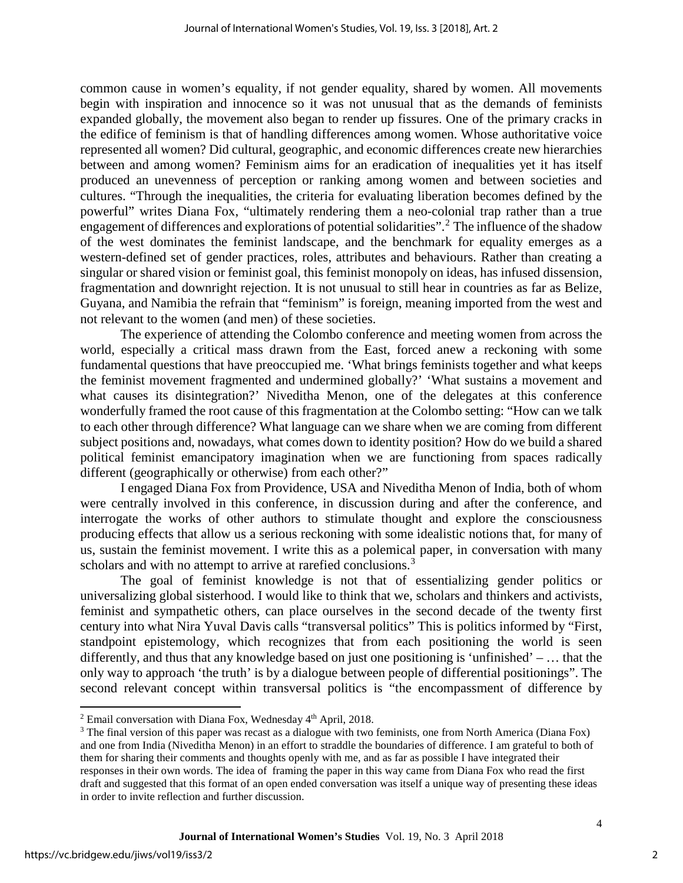common cause in women's equality, if not gender equality, shared by women. All movements begin with inspiration and innocence so it was not unusual that as the demands of feminists expanded globally, the movement also began to render up fissures. One of the primary cracks in the edifice of feminism is that of handling differences among women. Whose authoritative voice represented all women? Did cultural, geographic, and economic differences create new hierarchies between and among women? Feminism aims for an eradication of inequalities yet it has itself produced an unevenness of perception or ranking among women and between societies and cultures. "Through the inequalities, the criteria for evaluating liberation becomes defined by the powerful" writes Diana Fox, "ultimately rendering them a neo-colonial trap rather than a true engagement of differences and explorations of potential solidarities".[2] The influence of the shadow of the west dominates the feminist landscape, and the benchmark for equality emerges as a western-defined set of gender practices, roles, attributes and behaviours. Rather than creating a singular or shared vision or feminist goal, this feminist monopoly on ideas, has infused dissension, fragmentation and downright rejection. It is not unusual to still hear in countries as far as Belize, Guyana, and Namibia the refrain that "feminism" is foreign, meaning imported from the west and not relevant to the women (and men) of these societies.

The experience of attending the Colombo conference and meeting women from across the world, especially a critical mass drawn from the East, forced anew a reckoning with some fundamental questions that have preoccupied me. 'What brings feminists together and what keeps the feminist movement fragmented and undermined globally?' 'What sustains a movement and what causes its disintegration?' Niveditha Menon, one of the delegates at this conference wonderfully framed the root cause of this fragmentation at the Colombo setting: "How can we talk to each other through difference? What language can we share when we are coming from different subject positions and, nowadays, what comes down to identity position? How do we build a shared political feminist emancipatory imagination when we are functioning from spaces radically different (geographically or otherwise) from each other?"

I engaged Diana Fox from Providence, USA and Niveditha Menon of India, both of whom were centrally involved in this conference, in discussion during and after the conference, and interrogate the works of other authors to stimulate thought and explore the consciousness producing effects that allow us a serious reckoning with some idealistic notions that, for many of us, sustain the feminist movement. I write this as a polemical paper, in conversation with many scholars and with no attempt to arrive at rarefied conclusions.[3]

The goal of feminist knowledge is not that of essentializing gender politics or universalizing global sisterhood. I would like to think that we, scholars and thinkers and activists, feminist and sympathetic others, can place ourselves in the second decade of the twenty first century into what Nira Yuval Davis calls "transversal politics" This is politics informed by "First, standpoint epistemology, which recognizes that from each positioning the world is seen differently, and thus that any knowledge based on just one positioning is 'unfinished' – … that the only way to approach 'the truth' is by a dialogue between people of differential positionings". The second relevant concept within transversal politics is "the encompassment of difference by

---

[2] Email conversation with Diana Fox, Wednesday 4th April, 2018.

[3] The final version of this paper was recast as a dialogue with two feminists, one from North America (Diana Fox) and one from India (Niveditha Menon) in an effort to straddle the boundaries of difference. I am grateful to both of them for sharing their comments and thoughts openly with me, and as far as possible I have integrated their responses in their own words. The idea of framing the paper in this way came from Diana Fox who read the first draft and suggested that this format of an open ended conversation was itself a unique way of presenting these ideas in order to invite reflection and further discussion.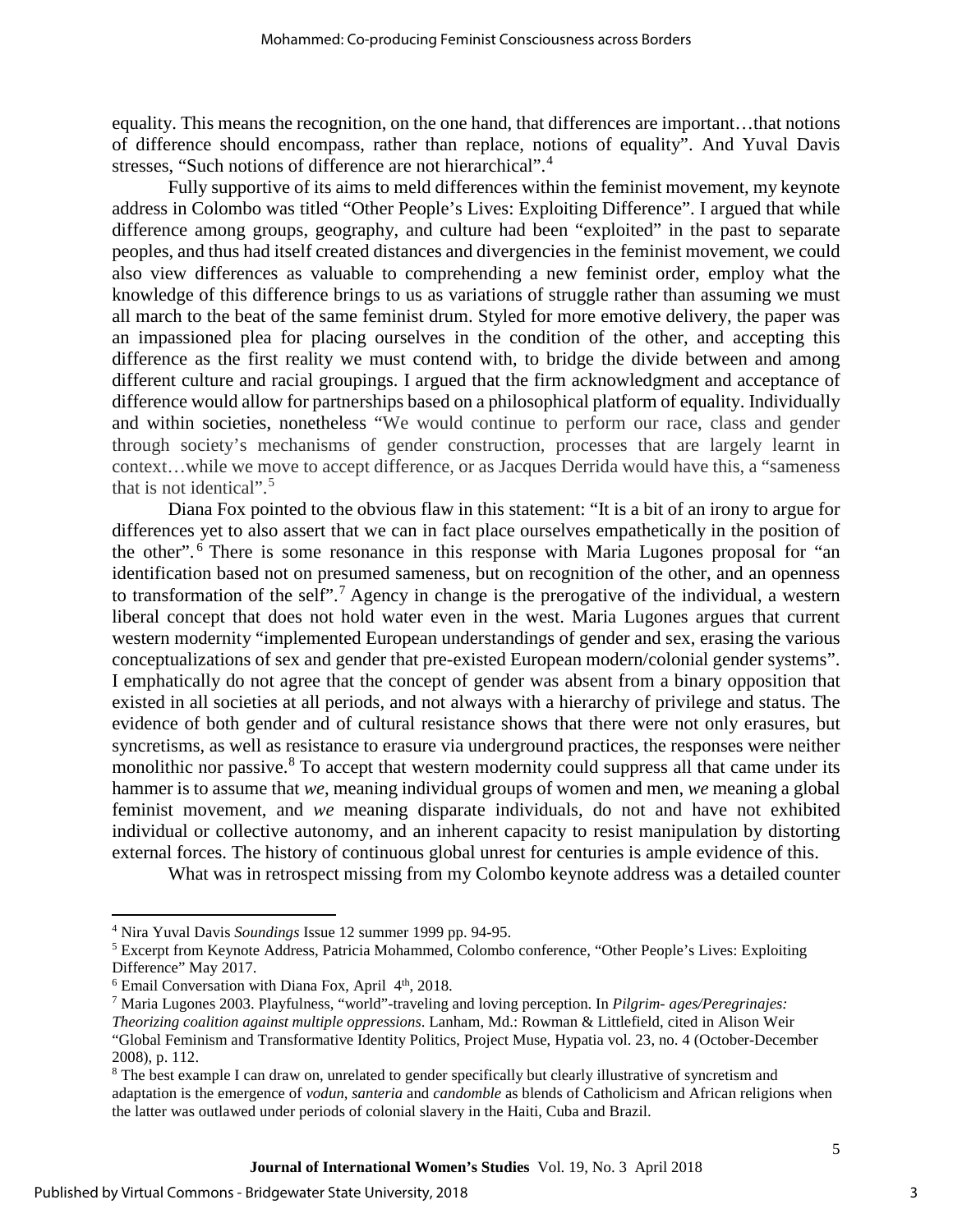equality. This means the recognition, on the one hand, that differences are important…that notions of difference should encompass, rather than replace, notions of equality". And Yuval Davis stresses, "Such notions of difference are not hierarchical".[4]

Fully supportive of its aims to meld differences within the feminist movement, my keynote address in Colombo was titled "Other People's Lives: Exploiting Difference". I argued that while difference among groups, geography, and culture had been "exploited" in the past to separate peoples, and thus had itself created distances and divergencies in the feminist movement, we could also view differences as valuable to comprehending a new feminist order, employ what the knowledge of this difference brings to us as variations of struggle rather than assuming we must all march to the beat of the same feminist drum. Styled for more emotive delivery, the paper was an impassioned plea for placing ourselves in the condition of the other, and accepting this difference as the first reality we must contend with, to bridge the divide between and among different culture and racial groupings. I argued that the firm acknowledgment and acceptance of difference would allow for partnerships based on a philosophical platform of equality. Individually and within societies, nonetheless "We would continue to perform our race, class and gender through society's mechanisms of gender construction, processes that are largely learnt in context…while we move to accept difference, or as Jacques Derrida would have this, a "sameness that is not identical".[5]

Diana Fox pointed to the obvious flaw in this statement: "It is a bit of an irony to argue for differences yet to also assert that we can in fact place ourselves empathetically in the position of the other".[6] There is some resonance in this response with Maria Lugones proposal for "an identification based not on presumed sameness, but on recognition of the other, and an openness to transformation of the self".[7] Agency in change is the prerogative of the individual, a western liberal concept that does not hold water even in the west. Maria Lugones argues that current western modernity "implemented European understandings of gender and sex, erasing the various conceptualizations of sex and gender that pre-existed European modern/colonial gender systems". I emphatically do not agree that the concept of gender was absent from a binary opposition that existed in all societies at all periods, and not always with a hierarchy of privilege and status. The evidence of both gender and of cultural resistance shows that there were not only erasures, but syncretisms, as well as resistance to erasure via underground practices, the responses were neither monolithic nor passive.[8] To accept that western modernity could suppress all that came under its hammer is to assume that *we*, meaning individual groups of women and men, *we* meaning a global feminist movement, and *we* meaning disparate individuals, do not and have not exhibited individual or collective autonomy, and an inherent capacity to resist manipulation by distorting external forces. The history of continuous global unrest for centuries is ample evidence of this.

What was in retrospect missing from my Colombo keynote address was a detailed counter

---

[4] Nira Yuval Davis *Soundings* Issue 12 summer 1999 pp. 94-95.

[5] Excerpt from Keynote Address, Patricia Mohammed, Colombo conference, "Other People's Lives: Exploiting Difference" May 2017.

[6] Email Conversation with Diana Fox, April 4th, 2018.

[7] Maria Lugones 2003. Playfulness, "world"-traveling and loving perception. In *Pilgrim- ages/Peregrinajes: Theorizing coalition against multiple oppressions*. Lanham, Md.: Rowman & Littlefield, cited in Alison Weir "Global Feminism and Transformative Identity Politics, Project Muse, Hypatia vol. 23, no. 4 (October-December 2008), p. 112.

[8] The best example I can draw on, unrelated to gender specifically but clearly illustrative of syncretism and adaptation is the emergence of *vodun*, *santeria* and *candomble* as blends of Catholicism and African religions when the latter was outlawed under periods of colonial slavery in the Haiti, Cuba and Brazil.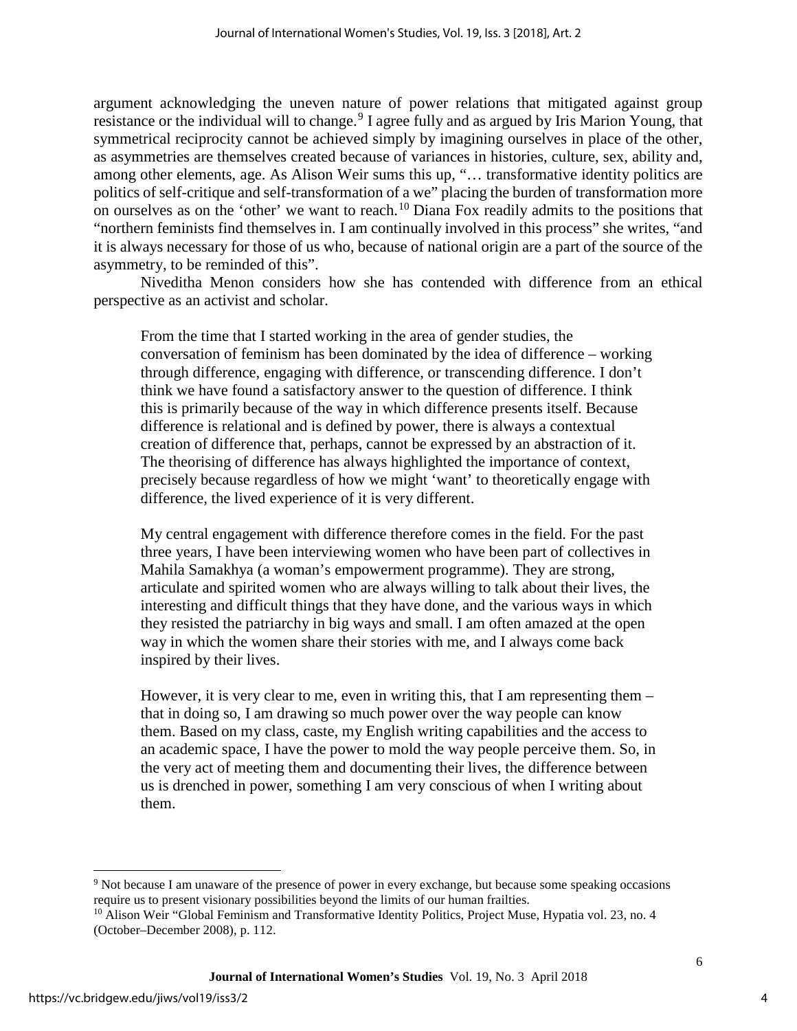argument acknowledging the uneven nature of power relations that mitigated against group resistance or the individual will to change.[9] I agree fully and as argued by Iris Marion Young, that symmetrical reciprocity cannot be achieved simply by imagining ourselves in place of the other, as asymmetries are themselves created because of variances in histories, culture, sex, ability and, among other elements, age. As Alison Weir sums this up, "… transformative identity politics are politics of self-critique and self-transformation of a we" placing the burden of transformation more on ourselves as on the 'other' we want to reach.[10] Diana Fox readily admits to the positions that "northern feminists find themselves in. I am continually involved in this process" she writes, "and it is always necessary for those of us who, because of national origin are a part of the source of the asymmetry, to be reminded of this".

Niveditha Menon considers how she has contended with difference from an ethical perspective as an activist and scholar.

> From the time that I started working in the area of gender studies, the conversation of feminism has been dominated by the idea of difference – working through difference, engaging with difference, or transcending difference. I don't think we have found a satisfactory answer to the question of difference. I think this is primarily because of the way in which difference presents itself. Because difference is relational and is defined by power, there is always a contextual creation of difference that, perhaps, cannot be expressed by an abstraction of it. The theorising of difference has always highlighted the importance of context, precisely because regardless of how we might 'want' to theoretically engage with difference, the lived experience of it is very different.
>
> My central engagement with difference therefore comes in the field. For the past three years, I have been interviewing women who have been part of collectives in Mahila Samakhya (a woman's empowerment programme). They are strong, articulate and spirited women who are always willing to talk about their lives, the interesting and difficult things that they have done, and the various ways in which they resisted the patriarchy in big ways and small. I am often amazed at the open way in which the women share their stories with me, and I always come back inspired by their lives.
>
> However, it is very clear to me, even in writing this, that I am representing them – that in doing so, I am drawing so much power over the way people can know them. Based on my class, caste, my English writing capabilities and the access to an academic space, I have the power to mold the way people perceive them. So, in the very act of meeting them and documenting their lives, the difference between us is drenched in power, something I am very conscious of when I writing about them.

---

[9] Not because I am unaware of the presence of power in every exchange, but because some speaking occasions require us to present visionary possibilities beyond the limits of our human frailties.

[10] Alison Weir "Global Feminism and Transformative Identity Politics, Project Muse, Hypatia vol. 23, no. 4 (October–December 2008), p. 112.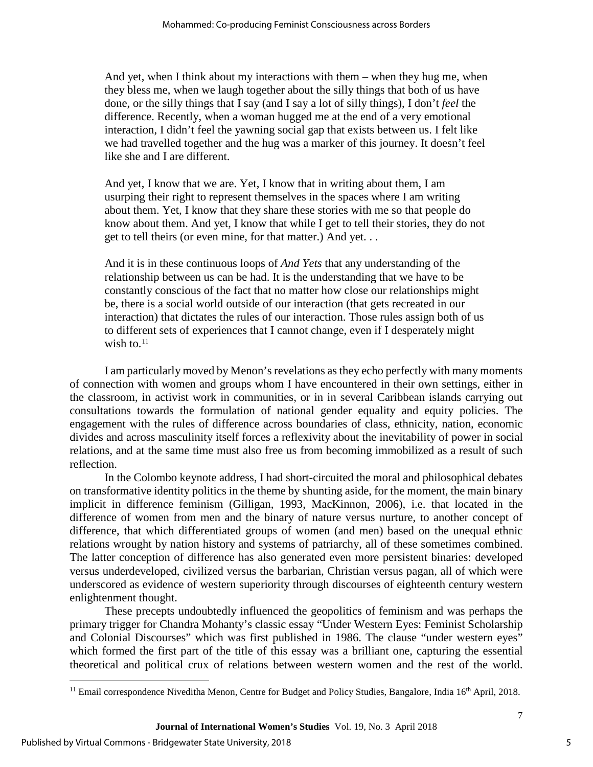> And yet, when I think about my interactions with them – when they hug me, when they bless me, when we laugh together about the silly things that both of us have done, or the silly things that I say (and I say a lot of silly things), I don't *feel* the difference. Recently, when a woman hugged me at the end of a very emotional interaction, I didn't feel the yawning social gap that exists between us. I felt like we had travelled together and the hug was a marker of this journey. It doesn't feel like she and I are different.
>
> And yet, I know that we are. Yet, I know that in writing about them, I am usurping their right to represent themselves in the spaces where I am writing about them. Yet, I know that they share these stories with me so that people do know about them. And yet, I know that while I get to tell their stories, they do not get to tell theirs (or even mine, for that matter.) And yet. . .
>
> And it is in these continuous loops of *And Yets* that any understanding of the relationship between us can be had. It is the understanding that we have to be constantly conscious of the fact that no matter how close our relationships might be, there is a social world outside of our interaction (that gets recreated in our interaction) that dictates the rules of our interaction. Those rules assign both of us to different sets of experiences that I cannot change, even if I desperately might wish to.[11]

I am particularly moved by Menon's revelations as they echo perfectly with many moments of connection with women and groups whom I have encountered in their own settings, either in the classroom, in activist work in communities, or in in several Caribbean islands carrying out consultations towards the formulation of national gender equality and equity policies. The engagement with the rules of difference across boundaries of class, ethnicity, nation, economic divides and across masculinity itself forces a reflexivity about the inevitability of power in social relations, and at the same time must also free us from becoming immobilized as a result of such reflection.

In the Colombo keynote address, I had short-circuited the moral and philosophical debates on transformative identity politics in the theme by shunting aside, for the moment, the main binary implicit in difference feminism (Gilligan, 1993, MacKinnon, 2006), i.e. that located in the difference of women from men and the binary of nature versus nurture, to another concept of difference, that which differentiated groups of women (and men) based on the unequal ethnic relations wrought by nation history and systems of patriarchy, all of these sometimes combined. The latter conception of difference has also generated even more persistent binaries: developed versus underdeveloped, civilized versus the barbarian, Christian versus pagan, all of which were underscored as evidence of western superiority through discourses of eighteenth century western enlightenment thought.

These precepts undoubtedly influenced the geopolitics of feminism and was perhaps the primary trigger for Chandra Mohanty's classic essay "Under Western Eyes: Feminist Scholarship and Colonial Discourses" which was first published in 1986. The clause "under western eyes" which formed the first part of the title of this essay was a brilliant one, capturing the essential theoretical and political crux of relations between western women and the rest of the world.

[11] Email correspondence Niveditha Menon, Centre for Budget and Policy Studies, Bangalore, India 16th April, 2018.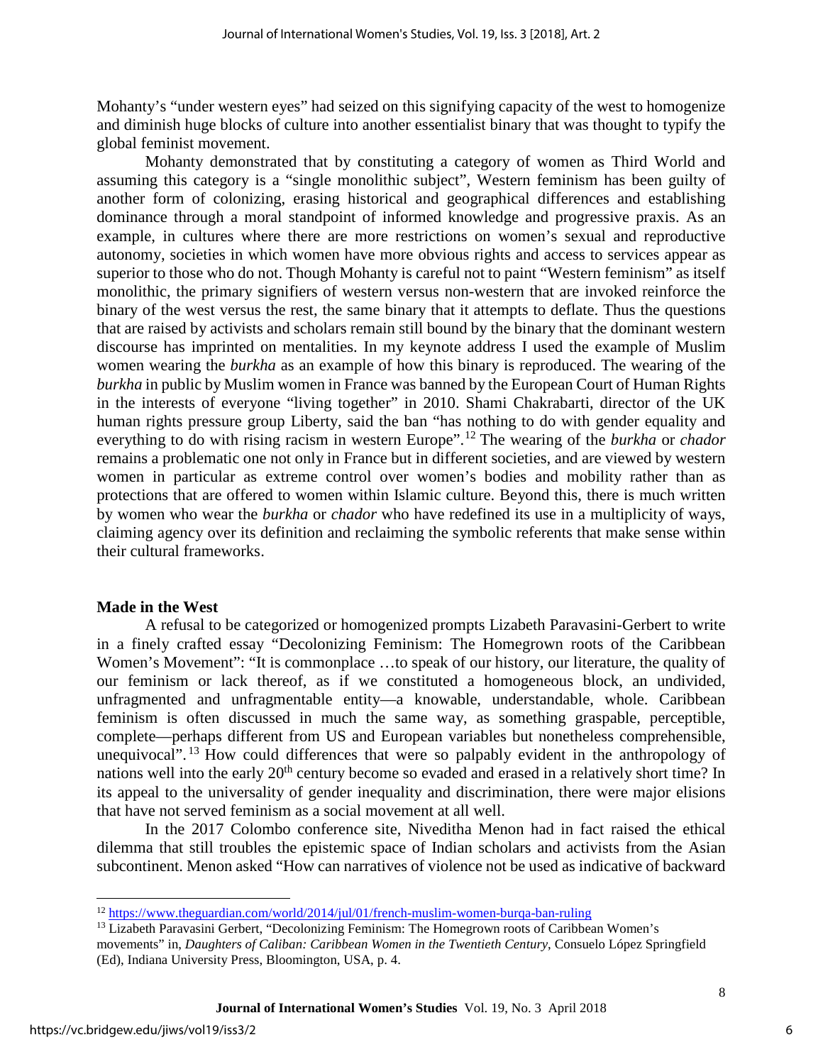Mohanty's "under western eyes" had seized on this signifying capacity of the west to homogenize and diminish huge blocks of culture into another essentialist binary that was thought to typify the global feminist movement.

Mohanty demonstrated that by constituting a category of women as Third World and assuming this category is a "single monolithic subject", Western feminism has been guilty of another form of colonizing, erasing historical and geographical differences and establishing dominance through a moral standpoint of informed knowledge and progressive praxis. As an example, in cultures where there are more restrictions on women's sexual and reproductive autonomy, societies in which women have more obvious rights and access to services appear as superior to those who do not. Though Mohanty is careful not to paint "Western feminism" as itself monolithic, the primary signifiers of western versus non-western that are invoked reinforce the binary of the west versus the rest, the same binary that it attempts to deflate. Thus the questions that are raised by activists and scholars remain still bound by the binary that the dominant western discourse has imprinted on mentalities. In my keynote address I used the example of Muslim women wearing the *burkha* as an example of how this binary is reproduced. The wearing of the *burkha* in public by Muslim women in France was banned by the European Court of Human Rights in the interests of everyone "living together" in 2010. Shami Chakrabarti, director of the UK human rights pressure group Liberty, said the ban "has nothing to do with gender equality and everything to do with rising racism in western Europe".[12] The wearing of the *burkha* or *chador* remains a problematic one not only in France but in different societies, and are viewed by western women in particular as extreme control over women's bodies and mobility rather than as protections that are offered to women within Islamic culture. Beyond this, there is much written by women who wear the *burkha* or *chador* who have redefined its use in a multiplicity of ways, claiming agency over its definition and reclaiming the symbolic referents that make sense within their cultural frameworks.

**Made in the West**

A refusal to be categorized or homogenized prompts Lizabeth Paravasini-Gerbert to write in a finely crafted essay "Decolonizing Feminism: The Homegrown roots of the Caribbean Women's Movement": "It is commonplace …to speak of our history, our literature, the quality of our feminism or lack thereof, as if we constituted a homogeneous block, an undivided, unfragmented and unfragmentable entity—a knowable, understandable, whole. Caribbean feminism is often discussed in much the same way, as something graspable, perceptible, complete—perhaps different from US and European variables but nonetheless comprehensible, unequivocal".[13] How could differences that were so palpably evident in the anthropology of nations well into the early 20th century become so evaded and erased in a relatively short time? In its appeal to the universality of gender inequality and discrimination, there were major elisions that have not served feminism as a social movement at all well.

In the 2017 Colombo conference site, Niveditha Menon had in fact raised the ethical dilemma that still troubles the epistemic space of Indian scholars and activists from the Asian subcontinent. Menon asked "How can narratives of violence not be used as indicative of backward

---

[12] https://www.theguardian.com/world/2014/jul/01/french-muslim-women-burqa-ban-ruling

[13] Lizabeth Paravasini Gerbert, "Decolonizing Feminism: The Homegrown roots of Caribbean Women's movements" in, *Daughters of Caliban: Caribbean Women in the Twentieth Century*, Consuelo López Springfield (Ed), Indiana University Press, Bloomington, USA, p. 4.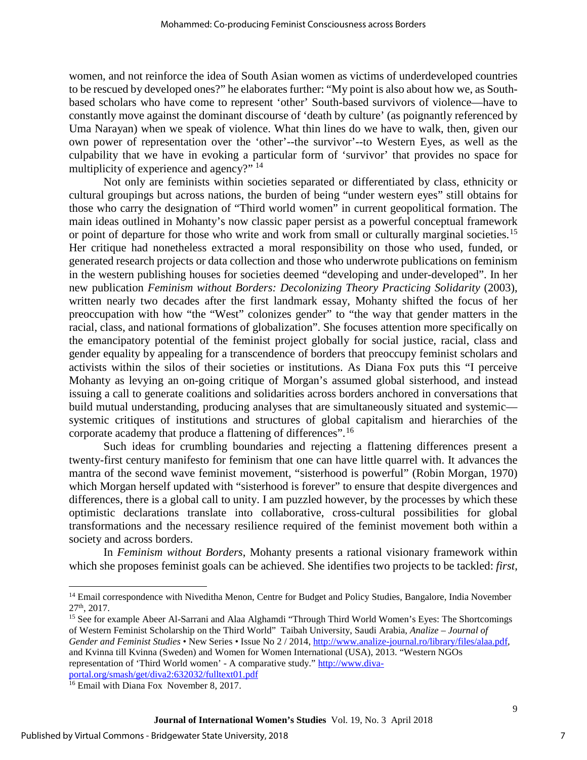women, and not reinforce the idea of South Asian women as victims of underdeveloped countries to be rescued by developed ones?" he elaborates further: "My point is also about how we, as South-based scholars who have come to represent 'other' South-based survivors of violence—have to constantly move against the dominant discourse of 'death by culture' (as poignantly referenced by Uma Narayan) when we speak of violence. What thin lines do we have to walk, then, given our own power of representation over the 'other'--the survivor'--to Western Eyes, as well as the culpability that we have in evoking a particular form of 'survivor' that provides no space for multiplicity of experience and agency?" [14]

Not only are feminists within societies separated or differentiated by class, ethnicity or cultural groupings but across nations, the burden of being "under western eyes" still obtains for those who carry the designation of "Third world women" in current geopolitical formation. The main ideas outlined in Mohanty's now classic paper persist as a powerful conceptual framework or point of departure for those who write and work from small or culturally marginal societies.[15] Her critique had nonetheless extracted a moral responsibility on those who used, funded, or generated research projects or data collection and those who underwrote publications on feminism in the western publishing houses for societies deemed "developing and under-developed". In her new publication *Feminism without Borders: Decolonizing Theory Practicing Solidarity* (2003), written nearly two decades after the first landmark essay, Mohanty shifted the focus of her preoccupation with how "the "West" colonizes gender" to "the way that gender matters in the racial, class, and national formations of globalization". She focuses attention more specifically on the emancipatory potential of the feminist project globally for social justice, racial, class and gender equality by appealing for a transcendence of borders that preoccupy feminist scholars and activists within the silos of their societies or institutions. As Diana Fox puts this "I perceive Mohanty as levying an on-going critique of Morgan's assumed global sisterhood, and instead issuing a call to generate coalitions and solidarities across borders anchored in conversations that build mutual understanding, producing analyses that are simultaneously situated and systemic—systemic critiques of institutions and structures of global capitalism and hierarchies of the corporate academy that produce a flattening of differences".[16]

Such ideas for crumbling boundaries and rejecting a flattening differences present a twenty-first century manifesto for feminism that one can have little quarrel with. It advances the mantra of the second wave feminist movement, "sisterhood is powerful" (Robin Morgan, 1970) which Morgan herself updated with "sisterhood is forever" to ensure that despite divergences and differences, there is a global call to unity. I am puzzled however, by the processes by which these optimistic declarations translate into collaborative, cross-cultural possibilities for global transformations and the necessary resilience required of the feminist movement both within a society and across borders.

In *Feminism without Borders*, Mohanty presents a rational visionary framework within which she proposes feminist goals can be achieved. She identifies two projects to be tackled: *first*,

---

[14] Email correspondence with Niveditha Menon, Centre for Budget and Policy Studies, Bangalore, India November 27th, 2017.

[15] See for example Abeer Al-Sarrani and Alaa Alghamdi "Through Third World Women's Eyes: The Shortcomings of Western Feminist Scholarship on the Third World" Taibah University, Saudi Arabia, *Analize – Journal of Gender and Feminist Studies* • New Series • Issue No 2 / 2014, http://www.analize-journal.ro/library/files/alaa.pdf, and Kvinna till Kvinna (Sweden) and Women for Women International (USA), 2013. "Western NGOs representation of 'Third World women' - A comparative study." http://www.diva-portal.org/smash/get/diva2:632032/fulltext01.pdf

[16] Email with Diana Fox November 8, 2017.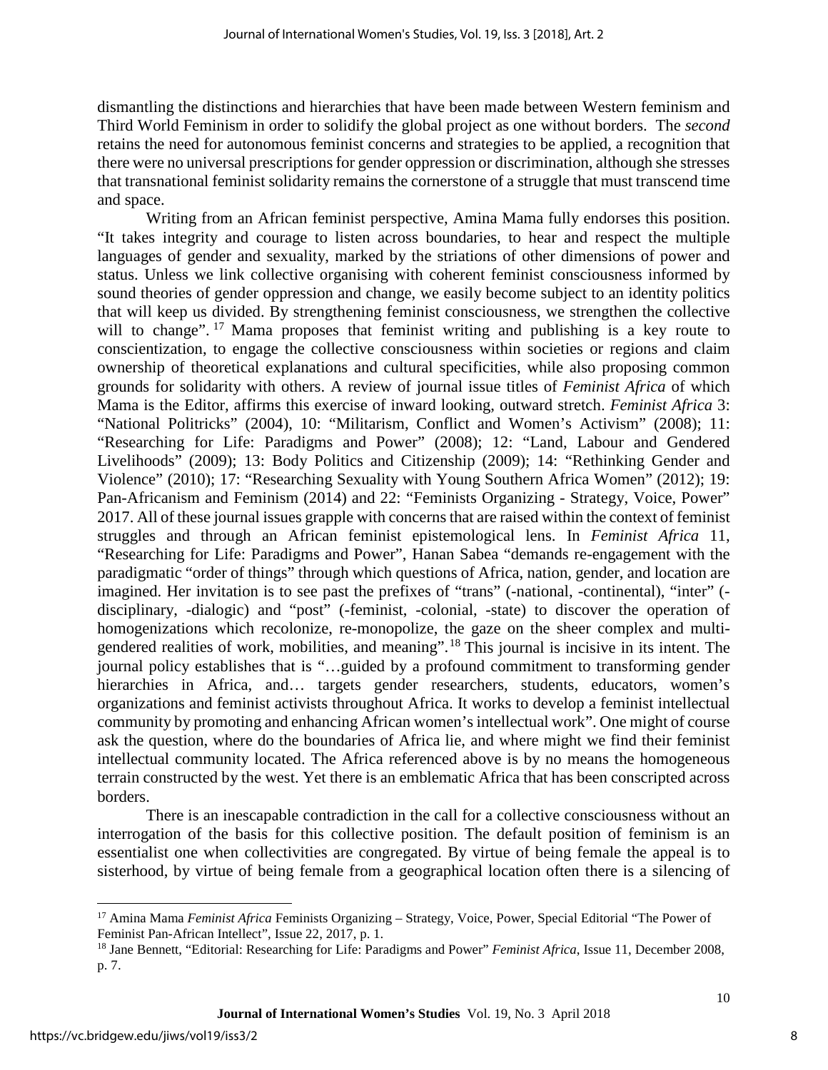dismantling the distinctions and hierarchies that have been made between Western feminism and Third World Feminism in order to solidify the global project as one without borders. The *second* retains the need for autonomous feminist concerns and strategies to be applied, a recognition that there were no universal prescriptions for gender oppression or discrimination, although she stresses that transnational feminist solidarity remains the cornerstone of a struggle that must transcend time and space.

Writing from an African feminist perspective, Amina Mama fully endorses this position. "It takes integrity and courage to listen across boundaries, to hear and respect the multiple languages of gender and sexuality, marked by the striations of other dimensions of power and status. Unless we link collective organising with coherent feminist consciousness informed by sound theories of gender oppression and change, we easily become subject to an identity politics that will keep us divided. By strengthening feminist consciousness, we strengthen the collective will to change".[17] Mama proposes that feminist writing and publishing is a key route to conscientization, to engage the collective consciousness within societies or regions and claim ownership of theoretical explanations and cultural specificities, while also proposing common grounds for solidarity with others. A review of journal issue titles of *Feminist Africa* of which Mama is the Editor, affirms this exercise of inward looking, outward stretch. *Feminist Africa* 3: "National Politricks" (2004), 10: "Militarism, Conflict and Women's Activism" (2008); 11: "Researching for Life: Paradigms and Power" (2008); 12: "Land, Labour and Gendered Livelihoods" (2009); 13: Body Politics and Citizenship (2009); 14: "Rethinking Gender and Violence" (2010); 17: "Researching Sexuality with Young Southern Africa Women" (2012); 19: Pan-Africanism and Feminism (2014) and 22: "Feminists Organizing - Strategy, Voice, Power" 2017. All of these journal issues grapple with concerns that are raised within the context of feminist struggles and through an African feminist epistemological lens. In *Feminist Africa* 11, "Researching for Life: Paradigms and Power", Hanan Sabea "demands re-engagement with the paradigmatic "order of things" through which questions of Africa, nation, gender, and location are imagined. Her invitation is to see past the prefixes of "trans" (-national, -continental), "inter" (-disciplinary, -dialogic) and "post" (-feminist, -colonial, -state) to discover the operation of homogenizations which recolonize, re-monopolize, the gaze on the sheer complex and multi-gendered realities of work, mobilities, and meaning".[18] This journal is incisive in its intent. The journal policy establishes that is "…guided by a profound commitment to transforming gender hierarchies in Africa, and… targets gender researchers, students, educators, women's organizations and feminist activists throughout Africa. It works to develop a feminist intellectual community by promoting and enhancing African women's intellectual work". One might of course ask the question, where do the boundaries of Africa lie, and where might we find their feminist intellectual community located. The Africa referenced above is by no means the homogeneous terrain constructed by the west. Yet there is an emblematic Africa that has been conscripted across borders.

There is an inescapable contradiction in the call for a collective consciousness without an interrogation of the basis for this collective position. The default position of feminism is an essentialist one when collectivities are congregated. By virtue of being female the appeal is to sisterhood, by virtue of being female from a geographical location often there is a silencing of

---

[17] Amina Mama *Feminist Africa* Feminists Organizing – Strategy, Voice, Power, Special Editorial "The Power of Feminist Pan-African Intellect", Issue 22, 2017, p. 1.

[18] Jane Bennett, "Editorial: Researching for Life: Paradigms and Power" *Feminist Africa*, Issue 11, December 2008, p. 7.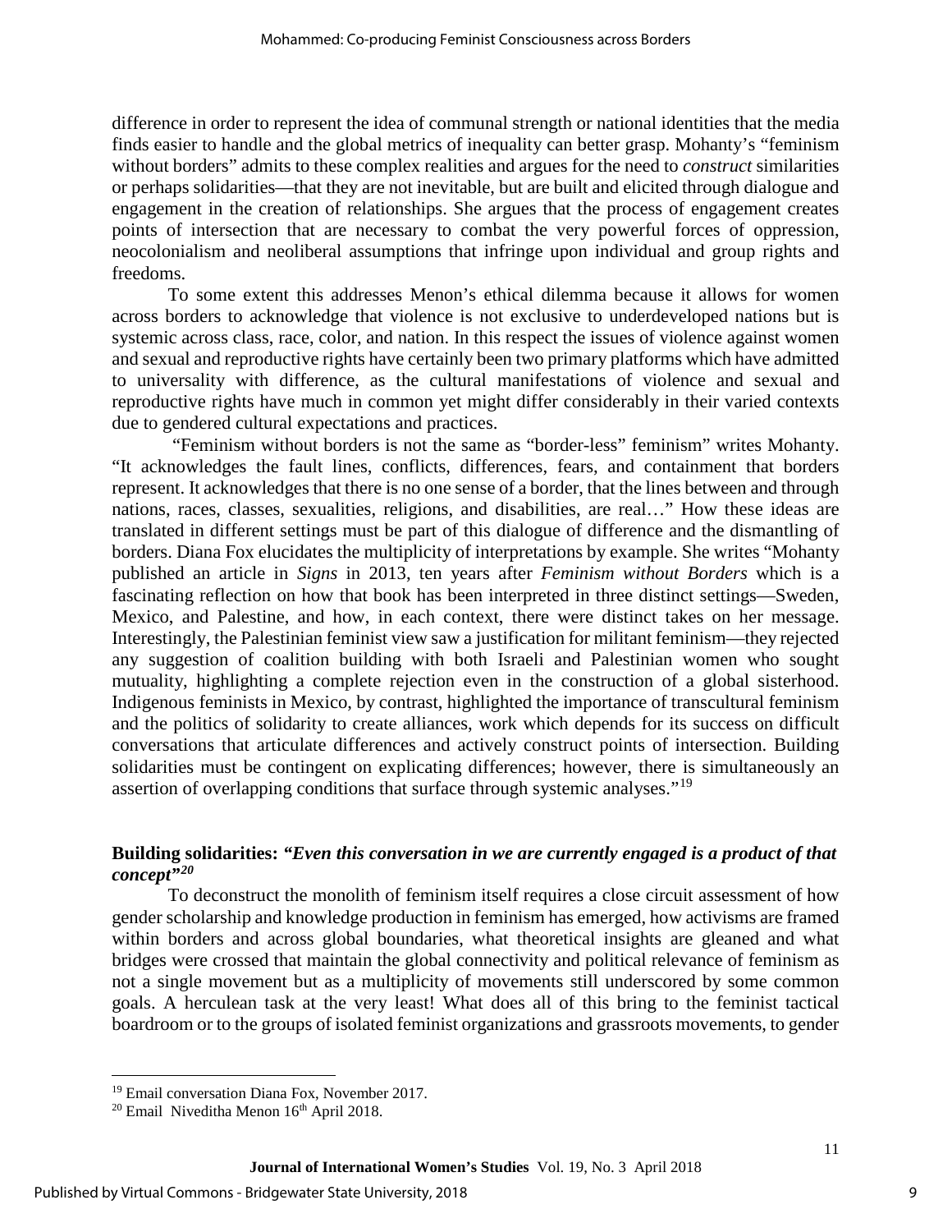difference in order to represent the idea of communal strength or national identities that the media finds easier to handle and the global metrics of inequality can better grasp. Mohanty's "feminism without borders" admits to these complex realities and argues for the need to *construct* similarities or perhaps solidarities—that they are not inevitable, but are built and elicited through dialogue and engagement in the creation of relationships. She argues that the process of engagement creates points of intersection that are necessary to combat the very powerful forces of oppression, neocolonialism and neoliberal assumptions that infringe upon individual and group rights and freedoms.

To some extent this addresses Menon's ethical dilemma because it allows for women across borders to acknowledge that violence is not exclusive to underdeveloped nations but is systemic across class, race, color, and nation. In this respect the issues of violence against women and sexual and reproductive rights have certainly been two primary platforms which have admitted to universality with difference, as the cultural manifestations of violence and sexual and reproductive rights have much in common yet might differ considerably in their varied contexts due to gendered cultural expectations and practices.

"Feminism without borders is not the same as "border-less" feminism" writes Mohanty. "It acknowledges the fault lines, conflicts, differences, fears, and containment that borders represent. It acknowledges that there is no one sense of a border, that the lines between and through nations, races, classes, sexualities, religions, and disabilities, are real…" How these ideas are translated in different settings must be part of this dialogue of difference and the dismantling of borders. Diana Fox elucidates the multiplicity of interpretations by example. She writes "Mohanty published an article in *Signs* in 2013, ten years after *Feminism without Borders* which is a fascinating reflection on how that book has been interpreted in three distinct settings—Sweden, Mexico, and Palestine, and how, in each context, there were distinct takes on her message. Interestingly, the Palestinian feminist view saw a justification for militant feminism—they rejected any suggestion of coalition building with both Israeli and Palestinian women who sought mutuality, highlighting a complete rejection even in the construction of a global sisterhood. Indigenous feminists in Mexico, by contrast, highlighted the importance of transcultural feminism and the politics of solidarity to create alliances, work which depends for its success on difficult conversations that articulate differences and actively construct points of intersection. Building solidarities must be contingent on explicating differences; however, there is simultaneously an assertion of overlapping conditions that surface through systemic analyses."[19]

## Building solidarities: *"Even this conversation in we are currently engaged is a product of that concept"*[20]

To deconstruct the monolith of feminism itself requires a close circuit assessment of how gender scholarship and knowledge production in feminism has emerged, how activisms are framed within borders and across global boundaries, what theoretical insights are gleaned and what bridges were crossed that maintain the global connectivity and political relevance of feminism as not a single movement but as a multiplicity of movements still underscored by some common goals. A herculean task at the very least! What does all of this bring to the feminist tactical boardroom or to the groups of isolated feminist organizations and grassroots movements, to gender

---

[19] Email conversation Diana Fox, November 2017.

[20] Email Niveditha Menon 16th April 2018.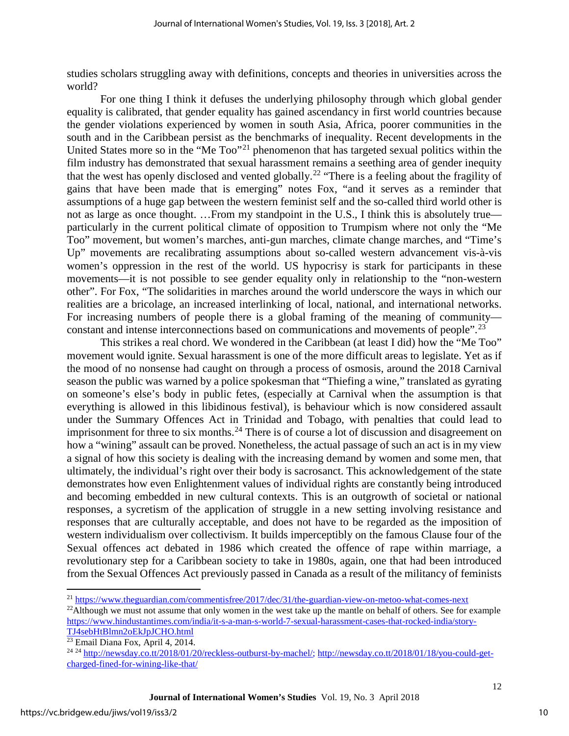studies scholars struggling away with definitions, concepts and theories in universities across the world?

For one thing I think it defuses the underlying philosophy through which global gender equality is calibrated, that gender equality has gained ascendancy in first world countries because the gender violations experienced by women in south Asia, Africa, poorer communities in the south and in the Caribbean persist as the benchmarks of inequality. Recent developments in the United States more so in the "Me Too"[21] phenomenon that has targeted sexual politics within the film industry has demonstrated that sexual harassment remains a seething area of gender inequity that the west has openly disclosed and vented globally.[22] "There is a feeling about the fragility of gains that have been made that is emerging" notes Fox, "and it serves as a reminder that assumptions of a huge gap between the western feminist self and the so-called third world other is not as large as once thought. …From my standpoint in the U.S., I think this is absolutely true—particularly in the current political climate of opposition to Trumpism where not only the "Me Too" movement, but women's marches, anti-gun marches, climate change marches, and "Time's Up" movements are recalibrating assumptions about so-called western advancement vis-à-vis women's oppression in the rest of the world. US hypocrisy is stark for participants in these movements—it is not possible to see gender equality only in relationship to the "non-western other". For Fox, "The solidarities in marches around the world underscore the ways in which our realities are a bricolage, an increased interlinking of local, national, and international networks. For increasing numbers of people there is a global framing of the meaning of community—constant and intense interconnections based on communications and movements of people".[23]

This strikes a real chord. We wondered in the Caribbean (at least I did) how the "Me Too" movement would ignite. Sexual harassment is one of the more difficult areas to legislate. Yet as if the mood of no nonsense had caught on through a process of osmosis, around the 2018 Carnival season the public was warned by a police spokesman that "Thiefing a wine," translated as gyrating on someone's else's body in public fetes, (especially at Carnival when the assumption is that everything is allowed in this libidinous festival), is behaviour which is now considered assault under the Summary Offences Act in Trinidad and Tobago, with penalties that could lead to imprisonment for three to six months.[24] There is of course a lot of discussion and disagreement on how a "wining" assault can be proved. Nonetheless, the actual passage of such an act is in my view a signal of how this society is dealing with the increasing demand by women and some men, that ultimately, the individual's right over their body is sacrosanct. This acknowledgement of the state demonstrates how even Enlightenment values of individual rights are constantly being introduced and becoming embedded in new cultural contexts. This is an outgrowth of societal or national responses, a sycretism of the application of struggle in a new setting involving resistance and responses that are culturally acceptable, and does not have to be regarded as the imposition of western individualism over collectivism. It builds imperceptibly on the famous Clause four of the Sexual offences act debated in 1986 which created the offence of rape within marriage, a revolutionary step for a Caribbean society to take in 1980s, again, one that had been introduced from the Sexual Offences Act previously passed in Canada as a result of the militancy of feminists

---

[21] https://www.theguardian.com/commentisfree/2017/dec/31/the-guardian-view-on-metoo-what-comes-next

[22] Although we must not assume that only women in the west take up the mantle on behalf of others. See for example https://www.hindustantimes.com/india/it-s-a-man-s-world-7-sexual-harassment-cases-that-rocked-india/story-TJ4sebHtBlmn2oEkJpJCHO.html

[23] Email Diana Fox, April 4, 2014.

[24] [24] http://newsday.co.tt/2018/01/20/reckless-outburst-by-machel/; http://newsday.co.tt/2018/01/18/you-could-get-charged-fined-for-wining-like-that/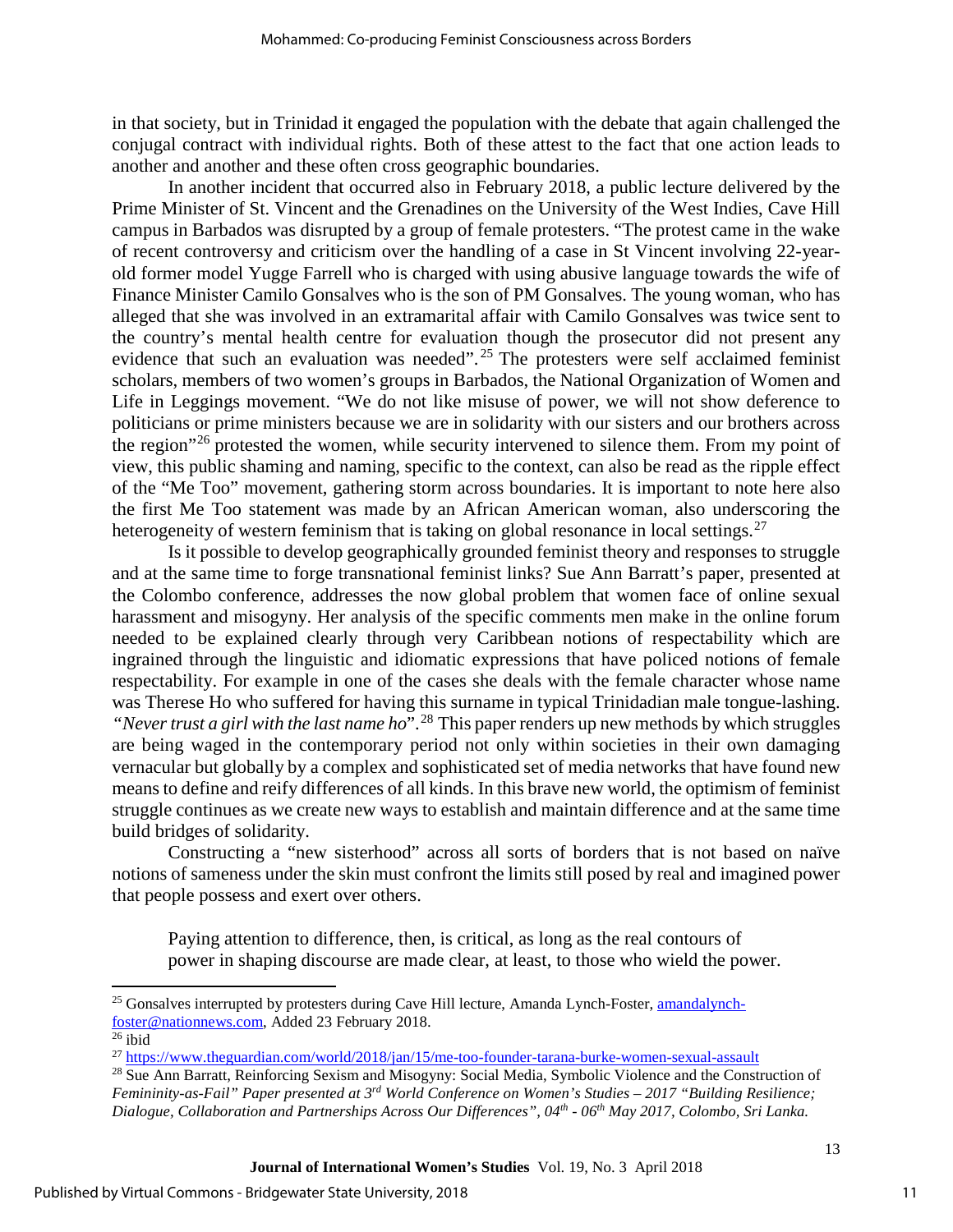in that society, but in Trinidad it engaged the population with the debate that again challenged the conjugal contract with individual rights. Both of these attest to the fact that one action leads to another and another and these often cross geographic boundaries.

In another incident that occurred also in February 2018, a public lecture delivered by the Prime Minister of St. Vincent and the Grenadines on the University of the West Indies, Cave Hill campus in Barbados was disrupted by a group of female protesters. "The protest came in the wake of recent controversy and criticism over the handling of a case in St Vincent involving 22-year-old former model Yugge Farrell who is charged with using abusive language towards the wife of Finance Minister Camilo Gonsalves who is the son of PM Gonsalves. The young woman, who has alleged that she was involved in an extramarital affair with Camilo Gonsalves was twice sent to the country's mental health centre for evaluation though the prosecutor did not present any evidence that such an evaluation was needed".[25] The protesters were self acclaimed feminist scholars, members of two women's groups in Barbados, the National Organization of Women and Life in Leggings movement. "We do not like misuse of power, we will not show deference to politicians or prime ministers because we are in solidarity with our sisters and our brothers across the region"[26] protested the women, while security intervened to silence them. From my point of view, this public shaming and naming, specific to the context, can also be read as the ripple effect of the "Me Too" movement, gathering storm across boundaries. It is important to note here also the first Me Too statement was made by an African American woman, also underscoring the heterogeneity of western feminism that is taking on global resonance in local settings.[27]

Is it possible to develop geographically grounded feminist theory and responses to struggle and at the same time to forge transnational feminist links? Sue Ann Barratt's paper, presented at the Colombo conference, addresses the now global problem that women face of online sexual harassment and misogyny. Her analysis of the specific comments men make in the online forum needed to be explained clearly through very Caribbean notions of respectability which are ingrained through the linguistic and idiomatic expressions that have policed notions of female respectability. For example in one of the cases she deals with the female character whose name was Therese Ho who suffered for having this surname in typical Trinidadian male tongue-lashing. *"Never trust a girl with the last name ho"*.[28] This paper renders up new methods by which struggles are being waged in the contemporary period not only within societies in their own damaging vernacular but globally by a complex and sophisticated set of media networks that have found new means to define and reify differences of all kinds. In this brave new world, the optimism of feminist struggle continues as we create new ways to establish and maintain difference and at the same time build bridges of solidarity.

Constructing a "new sisterhood" across all sorts of borders that is not based on naïve notions of sameness under the skin must confront the limits still posed by real and imagined power that people possess and exert over others.

> Paying attention to difference, then, is critical, as long as the real contours of power in shaping discourse are made clear, at least, to those who wield the power.

---

[25] Gonsalves interrupted by protesters during Cave Hill lecture, Amanda Lynch-Foster, amandalynch-foster@nationnews.com, Added 23 February 2018.

[26] ibid

[27] https://www.theguardian.com/world/2018/jan/15/me-too-founder-tarana-burke-women-sexual-assault

[28] Sue Ann Barratt, Reinforcing Sexism and Misogyny: Social Media, Symbolic Violence and the Construction of *Femininity-as-Fail" Paper presented at 3rd World Conference on Women's Studies – 2017 "Building Resilience; Dialogue, Collaboration and Partnerships Across Our Differences", 04th - 06th May 2017, Colombo, Sri Lanka.*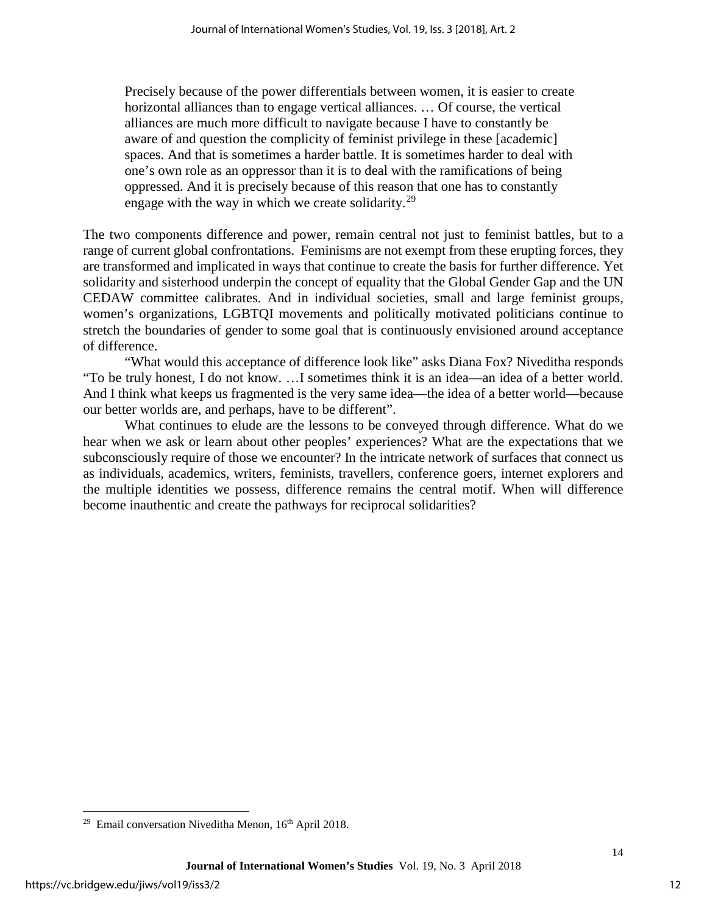> Precisely because of the power differentials between women, it is easier to create horizontal alliances than to engage vertical alliances. … Of course, the vertical alliances are much more difficult to navigate because I have to constantly be aware of and question the complicity of feminist privilege in these [academic] spaces. And that is sometimes a harder battle. It is sometimes harder to deal with one's own role as an oppressor than it is to deal with the ramifications of being oppressed. And it is precisely because of this reason that one has to constantly engage with the way in which we create solidarity.[29]

The two components difference and power, remain central not just to feminist battles, but to a range of current global confrontations. Feminisms are not exempt from these erupting forces, they are transformed and implicated in ways that continue to create the basis for further difference. Yet solidarity and sisterhood underpin the concept of equality that the Global Gender Gap and the UN CEDAW committee calibrates. And in individual societies, small and large feminist groups, women's organizations, LGBTQI movements and politically motivated politicians continue to stretch the boundaries of gender to some goal that is continuously envisioned around acceptance of difference.

"What would this acceptance of difference look like" asks Diana Fox? Niveditha responds "To be truly honest, I do not know. …I sometimes think it is an idea—an idea of a better world. And I think what keeps us fragmented is the very same idea—the idea of a better world—because our better worlds are, and perhaps, have to be different".

What continues to elude are the lessons to be conveyed through difference. What do we hear when we ask or learn about other peoples' experiences? What are the expectations that we subconsciously require of those we encounter? In the intricate network of surfaces that connect us as individuals, academics, writers, feminists, travellers, conference goers, internet explorers and the multiple identities we possess, difference remains the central motif. When will difference become inauthentic and create the pathways for reciprocal solidarities?

---

[29] Email conversation Niveditha Menon, 16th April 2018.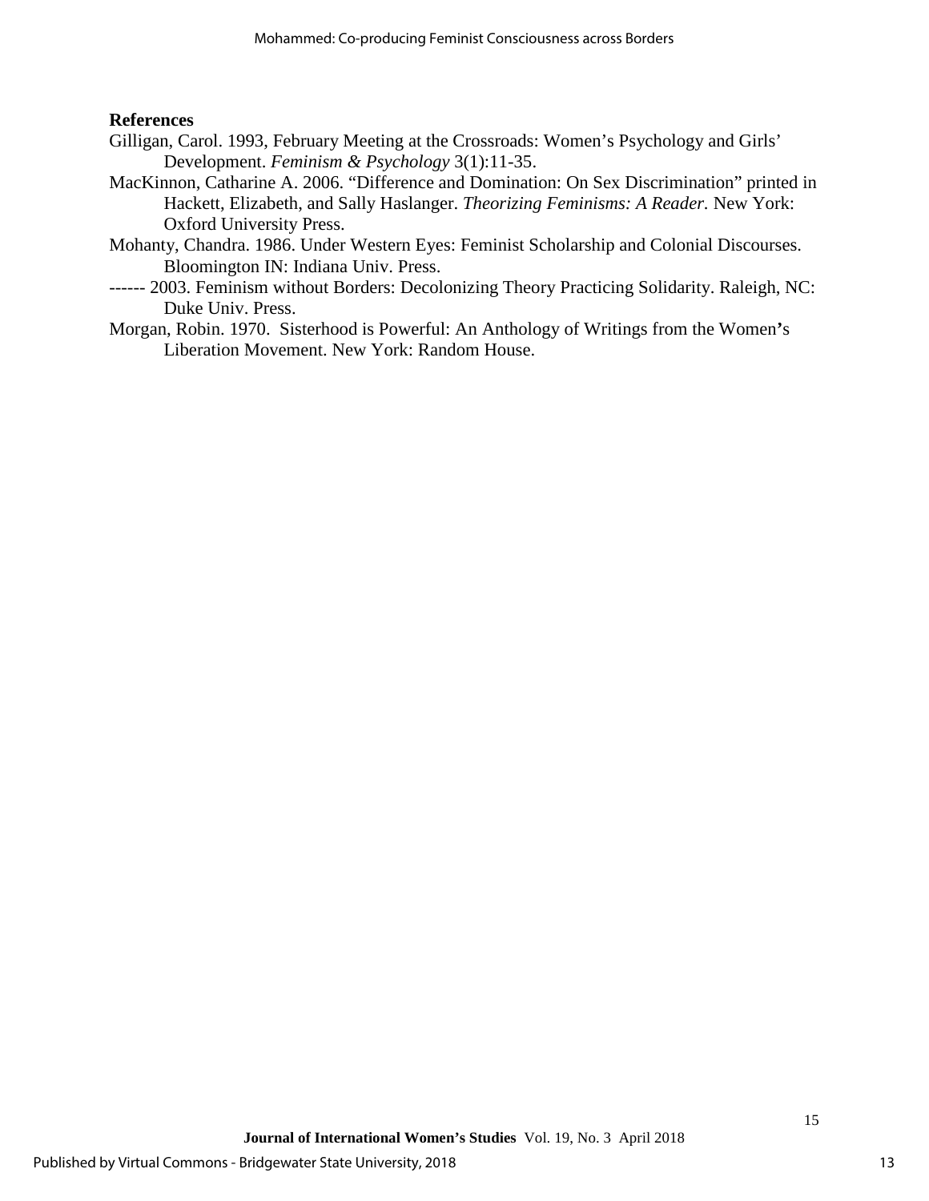**References**

Gilligan, Carol. 1993, February Meeting at the Crossroads: Women's Psychology and Girls' Development. *Feminism & Psychology* 3(1):11-35.

MacKinnon, Catharine A. 2006. "Difference and Domination: On Sex Discrimination" printed in Hackett, Elizabeth, and Sally Haslanger. *Theorizing Feminisms: A Reader*. New York: Oxford University Press.

Mohanty, Chandra. 1986. Under Western Eyes: Feminist Scholarship and Colonial Discourses. Bloomington IN: Indiana Univ. Press.

------ 2003. Feminism without Borders: Decolonizing Theory Practicing Solidarity. Raleigh, NC: Duke Univ. Press.

Morgan, Robin. 1970. Sisterhood is Powerful: An Anthology of Writings from the Women's Liberation Movement. New York: Random House.